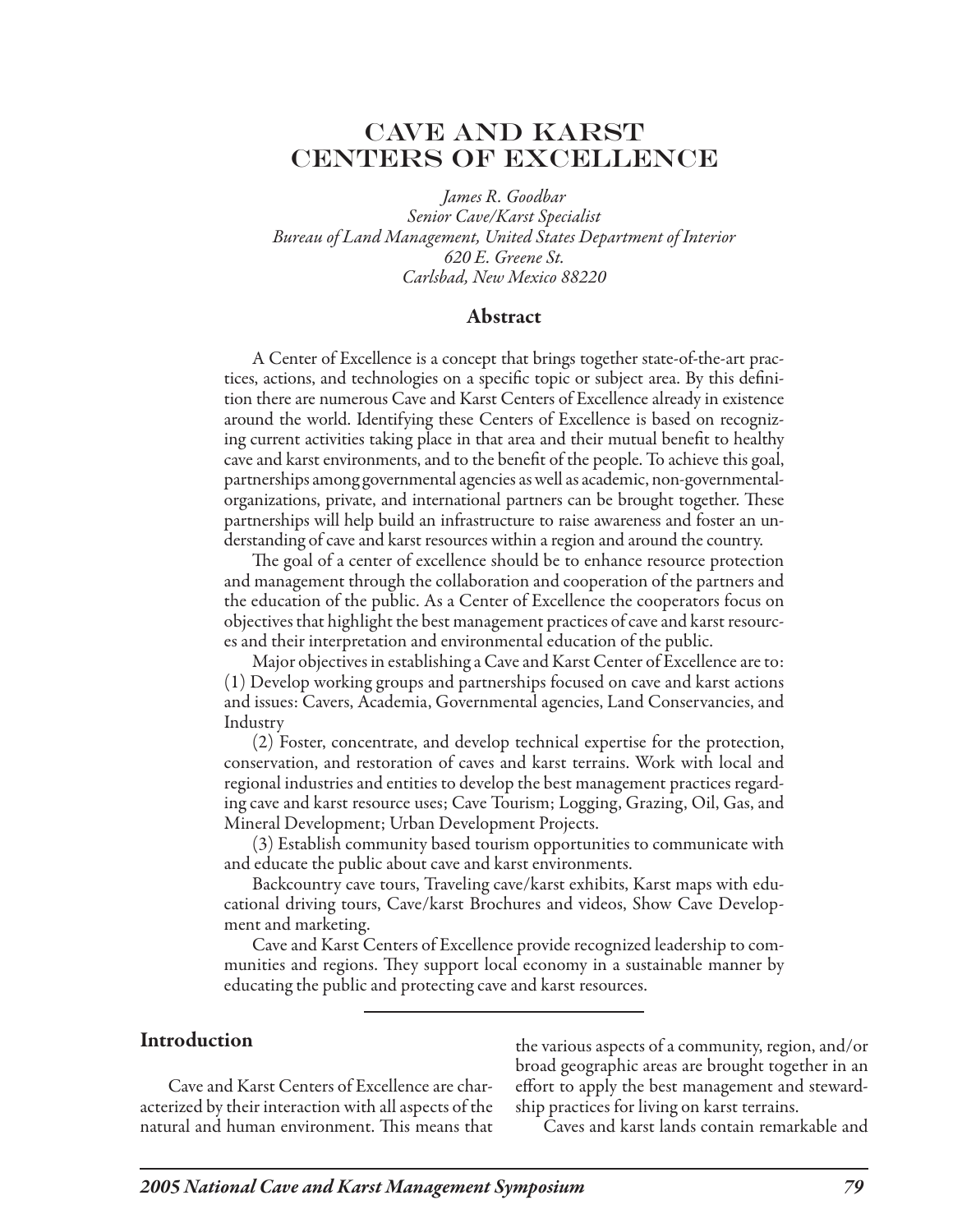# CAVE AND KARST CENTERS OF EXCELLENCE

*James R. Goodbar*
*Senior Cave/Karst Specialist*
*Bureau of Land Management, United States Department of Interior*
*620 E. Greene St.*
*Carlsbad, New Mexico 88220*

## Abstract

A Center of Excellence is a concept that brings together state-of-the-art practices, actions, and technologies on a specific topic or subject area. By this definition there are numerous Cave and Karst Centers of Excellence already in existence around the world. Identifying these Centers of Excellence is based on recognizing current activities taking place in that area and their mutual benefit to healthy cave and karst environments, and to the benefit of the people. To achieve this goal, partnerships among governmental agencies as well as academic, non-governmental-organizations, private, and international partners can be brought together. These partnerships will help build an infrastructure to raise awareness and foster an understanding of cave and karst resources within a region and around the country.

The goal of a center of excellence should be to enhance resource protection and management through the collaboration and cooperation of the partners and the education of the public. As a Center of Excellence the cooperators focus on objectives that highlight the best management practices of cave and karst resources and their interpretation and environmental education of the public.

Major objectives in establishing a Cave and Karst Center of Excellence are to: (1) Develop working groups and partnerships focused on cave and karst actions and issues: Cavers, Academia, Governmental agencies, Land Conservancies, and Industry

(2) Foster, concentrate, and develop technical expertise for the protection, conservation, and restoration of caves and karst terrains. Work with local and regional industries and entities to develop the best management practices regarding cave and karst resource uses; Cave Tourism; Logging, Grazing, Oil, Gas, and Mineral Development; Urban Development Projects.

(3) Establish community based tourism opportunities to communicate with and educate the public about cave and karst environments.

Backcountry cave tours, Traveling cave/karst exhibits, Karst maps with educational driving tours, Cave/karst Brochures and videos, Show Cave Development and marketing.

Cave and Karst Centers of Excellence provide recognized leadership to communities and regions. They support local economy in a sustainable manner by educating the public and protecting cave and karst resources.

## Introduction

Cave and Karst Centers of Excellence are characterized by their interaction with all aspects of the natural and human environment. This means that the various aspects of a community, region, and/or broad geographic areas are brought together in an effort to apply the best management and stewardship practices for living on karst terrains.

Caves and karst lands contain remarkable and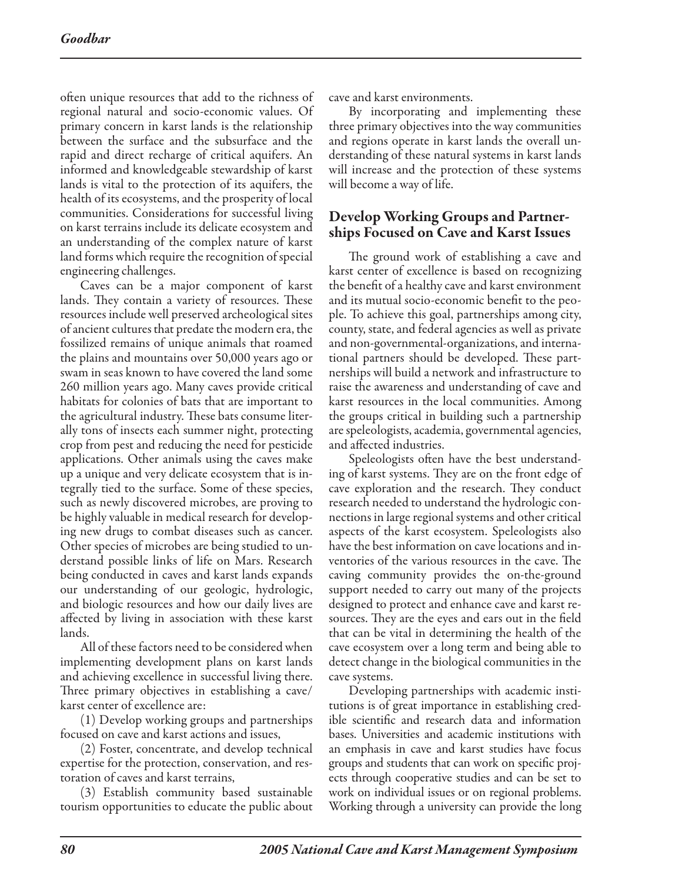often unique resources that add to the richness of regional natural and socio-economic values. Of primary concern in karst lands is the relationship between the surface and the subsurface and the rapid and direct recharge of critical aquifers. An informed and knowledgeable stewardship of karst lands is vital to the protection of its aquifers, the health of its ecosystems, and the prosperity of local communities. Considerations for successful living on karst terrains include its delicate ecosystem and an understanding of the complex nature of karst land forms which require the recognition of special engineering challenges.

Caves can be a major component of karst lands. They contain a variety of resources. These resources include well preserved archeological sites of ancient cultures that predate the modern era, the fossilized remains of unique animals that roamed the plains and mountains over 50,000 years ago or swam in seas known to have covered the land some 260 million years ago. Many caves provide critical habitats for colonies of bats that are important to the agricultural industry. These bats consume literally tons of insects each summer night, protecting crop from pest and reducing the need for pesticide applications. Other animals using the caves make up a unique and very delicate ecosystem that is integrally tied to the surface. Some of these species, such as newly discovered microbes, are proving to be highly valuable in medical research for developing new drugs to combat diseases such as cancer. Other species of microbes are being studied to understand possible links of life on Mars. Research being conducted in caves and karst lands expands our understanding of our geologic, hydrologic, and biologic resources and how our daily lives are affected by living in association with these karst lands.

All of these factors need to be considered when implementing development plans on karst lands and achieving excellence in successful living there. Three primary objectives in establishing a cave/karst center of excellence are:

(1) Develop working groups and partnerships focused on cave and karst actions and issues,

(2) Foster, concentrate, and develop technical expertise for the protection, conservation, and restoration of caves and karst terrains,

(3) Establish community based sustainable tourism opportunities to educate the public about cave and karst environments.

By incorporating and implementing these three primary objectives into the way communities and regions operate in karst lands the overall understanding of these natural systems in karst lands will increase and the protection of these systems will become a way of life.

## Develop Working Groups and Partnerships Focused on Cave and Karst Issues

The ground work of establishing a cave and karst center of excellence is based on recognizing the benefit of a healthy cave and karst environment and its mutual socio-economic benefit to the people. To achieve this goal, partnerships among city, county, state, and federal agencies as well as private and non-governmental-organizations, and international partners should be developed. These partnerships will build a network and infrastructure to raise the awareness and understanding of cave and karst resources in the local communities. Among the groups critical in building such a partnership are speleologists, academia, governmental agencies, and affected industries.

Speleologists often have the best understanding of karst systems. They are on the front edge of cave exploration and the research. They conduct research needed to understand the hydrologic connections in large regional systems and other critical aspects of the karst ecosystem. Speleologists also have the best information on cave locations and inventories of the various resources in the cave. The caving community provides the on-the-ground support needed to carry out many of the projects designed to protect and enhance cave and karst resources. They are the eyes and ears out in the field that can be vital in determining the health of the cave ecosystem over a long term and being able to detect change in the biological communities in the cave systems.

Developing partnerships with academic institutions is of great importance in establishing credible scientific and research data and information bases. Universities and academic institutions with an emphasis in cave and karst studies have focus groups and students that can work on specific projects through cooperative studies and can be set to work on individual issues or on regional problems. Working through a university can provide the long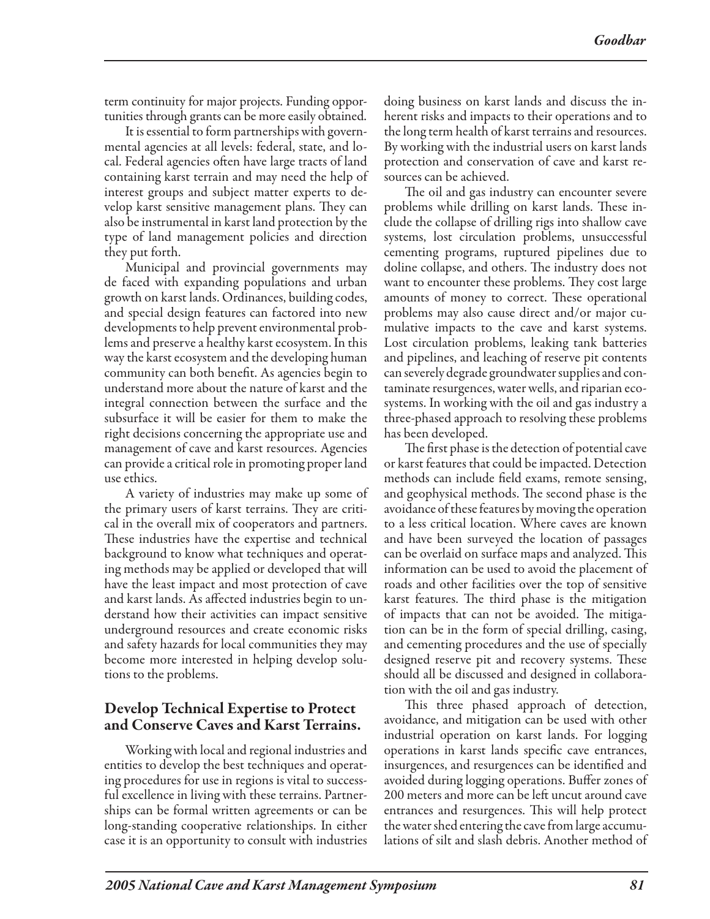term continuity for major projects. Funding opportunities through grants can be more easily obtained.

It is essential to form partnerships with governmental agencies at all levels: federal, state, and local. Federal agencies often have large tracts of land containing karst terrain and may need the help of interest groups and subject matter experts to develop karst sensitive management plans. They can also be instrumental in karst land protection by the type of land management policies and direction they put forth.

Municipal and provincial governments may de faced with expanding populations and urban growth on karst lands. Ordinances, building codes, and special design features can factored into new developments to help prevent environmental problems and preserve a healthy karst ecosystem. In this way the karst ecosystem and the developing human community can both benefit. As agencies begin to understand more about the nature of karst and the integral connection between the surface and the subsurface it will be easier for them to make the right decisions concerning the appropriate use and management of cave and karst resources. Agencies can provide a critical role in promoting proper land use ethics.

A variety of industries may make up some of the primary users of karst terrains. They are critical in the overall mix of cooperators and partners. These industries have the expertise and technical background to know what techniques and operating methods may be applied or developed that will have the least impact and most protection of cave and karst lands. As affected industries begin to understand how their activities can impact sensitive underground resources and create economic risks and safety hazards for local communities they may become more interested in helping develop solutions to the problems.

## Develop Technical Expertise to Protect and Conserve Caves and Karst Terrains.

Working with local and regional industries and entities to develop the best techniques and operating procedures for use in regions is vital to successful excellence in living with these terrains. Partnerships can be formal written agreements or can be long-standing cooperative relationships. In either case it is an opportunity to consult with industries doing business on karst lands and discuss the inherent risks and impacts to their operations and to the long term health of karst terrains and resources. By working with the industrial users on karst lands protection and conservation of cave and karst resources can be achieved.

The oil and gas industry can encounter severe problems while drilling on karst lands. These include the collapse of drilling rigs into shallow cave systems, lost circulation problems, unsuccessful cementing programs, ruptured pipelines due to doline collapse, and others. The industry does not want to encounter these problems. They cost large amounts of money to correct. These operational problems may also cause direct and/or major cumulative impacts to the cave and karst systems. Lost circulation problems, leaking tank batteries and pipelines, and leaching of reserve pit contents can severely degrade groundwater supplies and contaminate resurgences, water wells, and riparian ecosystems. In working with the oil and gas industry a three-phased approach to resolving these problems has been developed.

The first phase is the detection of potential cave or karst features that could be impacted. Detection methods can include field exams, remote sensing, and geophysical methods. The second phase is the avoidance of these features by moving the operation to a less critical location. Where caves are known and have been surveyed the location of passages can be overlaid on surface maps and analyzed. This information can be used to avoid the placement of roads and other facilities over the top of sensitive karst features. The third phase is the mitigation of impacts that can not be avoided. The mitigation can be in the form of special drilling, casing, and cementing procedures and the use of specially designed reserve pit and recovery systems. These should all be discussed and designed in collaboration with the oil and gas industry.

This three phased approach of detection, avoidance, and mitigation can be used with other industrial operation on karst lands. For logging operations in karst lands specific cave entrances, insurgences, and resurgences can be identified and avoided during logging operations. Buffer zones of 200 meters and more can be left uncut around cave entrances and resurgences. This will help protect the water shed entering the cave from large accumulations of silt and slash debris. Another method of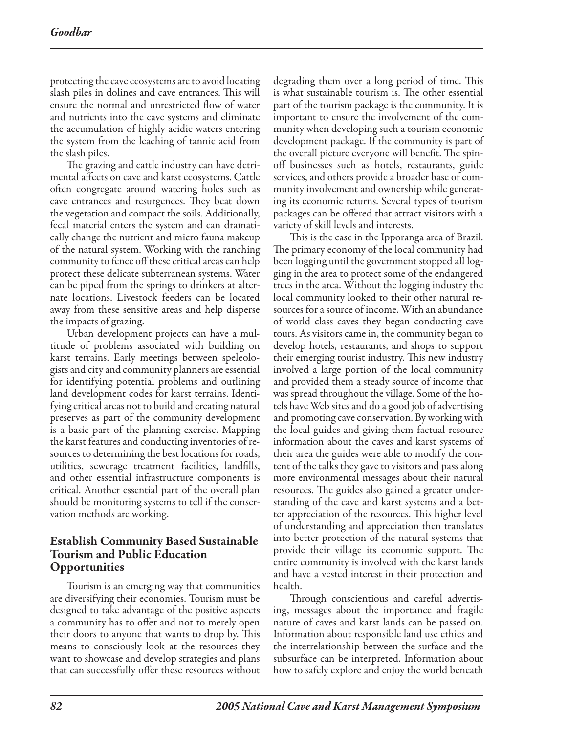protecting the cave ecosystems are to avoid locating slash piles in dolines and cave entrances. This will ensure the normal and unrestricted flow of water and nutrients into the cave systems and eliminate the accumulation of highly acidic waters entering the system from the leaching of tannic acid from the slash piles.

The grazing and cattle industry can have detrimental affects on cave and karst ecosystems. Cattle often congregate around watering holes such as cave entrances and resurgences. They beat down the vegetation and compact the soils. Additionally, fecal material enters the system and can dramatically change the nutrient and micro fauna makeup of the natural system. Working with the ranching community to fence off these critical areas can help protect these delicate subterranean systems. Water can be piped from the springs to drinkers at alternate locations. Livestock feeders can be located away from these sensitive areas and help disperse the impacts of grazing.

Urban development projects can have a multitude of problems associated with building on karst terrains. Early meetings between speleologists and city and community planners are essential for identifying potential problems and outlining land development codes for karst terrains. Identifying critical areas not to build and creating natural preserves as part of the community development is a basic part of the planning exercise. Mapping the karst features and conducting inventories of resources to determining the best locations for roads, utilities, sewerage treatment facilities, landfills, and other essential infrastructure components is critical. Another essential part of the overall plan should be monitoring systems to tell if the conservation methods are working.

## Establish Community Based Sustainable Tourism and Public Education Opportunities

Tourism is an emerging way that communities are diversifying their economies. Tourism must be designed to take advantage of the positive aspects a community has to offer and not to merely open their doors to anyone that wants to drop by. This means to consciously look at the resources they want to showcase and develop strategies and plans that can successfully offer these resources without degrading them over a long period of time. This is what sustainable tourism is. The other essential part of the tourism package is the community. It is important to ensure the involvement of the community when developing such a tourism economic development package. If the community is part of the overall picture everyone will benefit. The spin-off businesses such as hotels, restaurants, guide services, and others provide a broader base of community involvement and ownership while generating its economic returns. Several types of tourism packages can be offered that attract visitors with a variety of skill levels and interests.

This is the case in the Ipporanga area of Brazil. The primary economy of the local community had been logging until the government stopped all logging in the area to protect some of the endangered trees in the area. Without the logging industry the local community looked to their other natural resources for a source of income. With an abundance of world class caves they began conducting cave tours. As visitors came in, the community began to develop hotels, restaurants, and shops to support their emerging tourist industry. This new industry involved a large portion of the local community and provided them a steady source of income that was spread throughout the village. Some of the hotels have Web sites and do a good job of advertising and promoting cave conservation. By working with the local guides and giving them factual resource information about the caves and karst systems of their area the guides were able to modify the content of the talks they gave to visitors and pass along more environmental messages about their natural resources. The guides also gained a greater understanding of the cave and karst systems and a better appreciation of the resources. This higher level of understanding and appreciation then translates into better protection of the natural systems that provide their village its economic support. The entire community is involved with the karst lands and have a vested interest in their protection and health.

Through conscientious and careful advertising, messages about the importance and fragile nature of caves and karst lands can be passed on. Information about responsible land use ethics and the interrelationship between the surface and the subsurface can be interpreted. Information about how to safely explore and enjoy the world beneath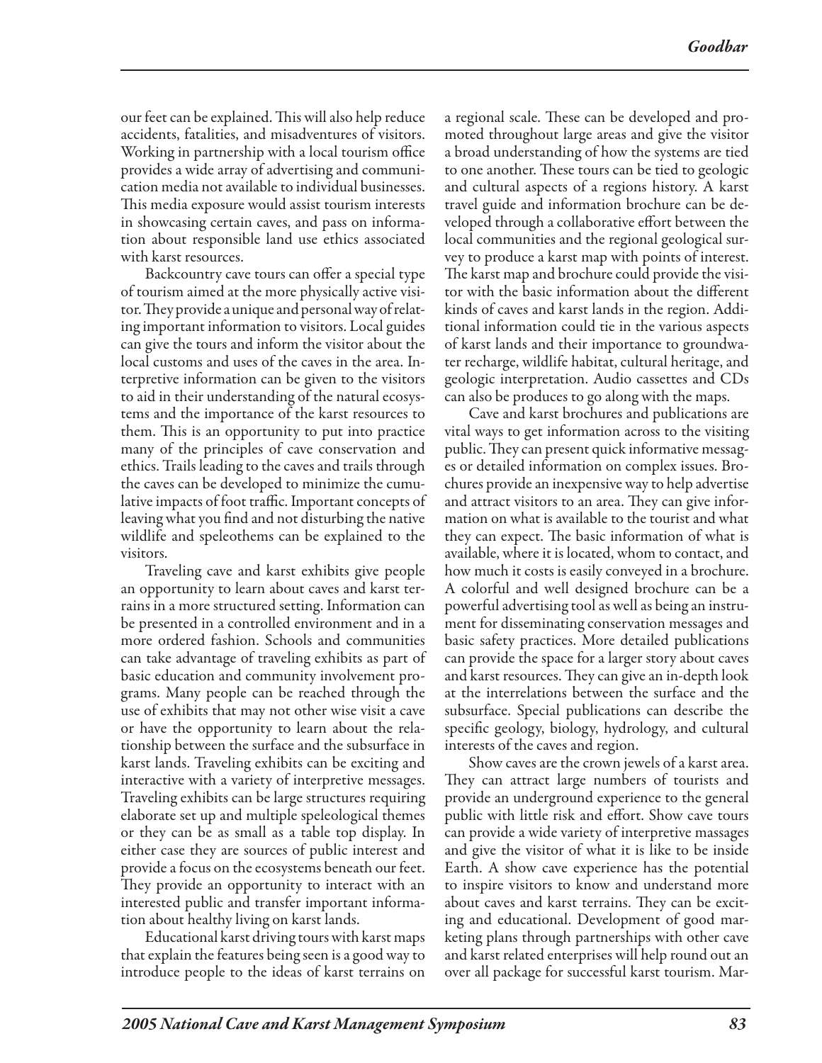our feet can be explained. This will also help reduce accidents, fatalities, and misadventures of visitors. Working in partnership with a local tourism office provides a wide array of advertising and communication media not available to individual businesses. This media exposure would assist tourism interests in showcasing certain caves, and pass on information about responsible land use ethics associated with karst resources.

Backcountry cave tours can offer a special type of tourism aimed at the more physically active visitor. They provide a unique and personal way of relating important information to visitors. Local guides can give the tours and inform the visitor about the local customs and uses of the caves in the area. Interpretive information can be given to the visitors to aid in their understanding of the natural ecosystems and the importance of the karst resources to them. This is an opportunity to put into practice many of the principles of cave conservation and ethics. Trails leading to the caves and trails through the caves can be developed to minimize the cumulative impacts of foot traffic. Important concepts of leaving what you find and not disturbing the native wildlife and speleothems can be explained to the visitors.

Traveling cave and karst exhibits give people an opportunity to learn about caves and karst terrains in a more structured setting. Information can be presented in a controlled environment and in a more ordered fashion. Schools and communities can take advantage of traveling exhibits as part of basic education and community involvement programs. Many people can be reached through the use of exhibits that may not other wise visit a cave or have the opportunity to learn about the relationship between the surface and the subsurface in karst lands. Traveling exhibits can be exciting and interactive with a variety of interpretive messages. Traveling exhibits can be large structures requiring elaborate set up and multiple speleological themes or they can be as small as a table top display. In either case they are sources of public interest and provide a focus on the ecosystems beneath our feet. They provide an opportunity to interact with an interested public and transfer important information about healthy living on karst lands.

Educational karst driving tours with karst maps that explain the features being seen is a good way to introduce people to the ideas of karst terrains on a regional scale. These can be developed and promoted throughout large areas and give the visitor a broad understanding of how the systems are tied to one another. These tours can be tied to geologic and cultural aspects of a regions history. A karst travel guide and information brochure can be developed through a collaborative effort between the local communities and the regional geological survey to produce a karst map with points of interest. The karst map and brochure could provide the visitor with the basic information about the different kinds of caves and karst lands in the region. Additional information could tie in the various aspects of karst lands and their importance to groundwater recharge, wildlife habitat, cultural heritage, and geologic interpretation. Audio cassettes and CDs can also be produces to go along with the maps.

Cave and karst brochures and publications are vital ways to get information across to the visiting public. They can present quick informative messages or detailed information on complex issues. Brochures provide an inexpensive way to help advertise and attract visitors to an area. They can give information on what is available to the tourist and what they can expect. The basic information of what is available, where it is located, whom to contact, and how much it costs is easily conveyed in a brochure. A colorful and well designed brochure can be a powerful advertising tool as well as being an instrument for disseminating conservation messages and basic safety practices. More detailed publications can provide the space for a larger story about caves and karst resources. They can give an in-depth look at the interrelations between the surface and the subsurface. Special publications can describe the specific geology, biology, hydrology, and cultural interests of the caves and region.

Show caves are the crown jewels of a karst area. They can attract large numbers of tourists and provide an underground experience to the general public with little risk and effort. Show cave tours can provide a wide variety of interpretive massages and give the visitor of what it is like to be inside Earth. A show cave experience has the potential to inspire visitors to know and understand more about caves and karst terrains. They can be exciting and educational. Development of good marketing plans through partnerships with other cave and karst related enterprises will help round out an over all package for successful karst tourism. Mar-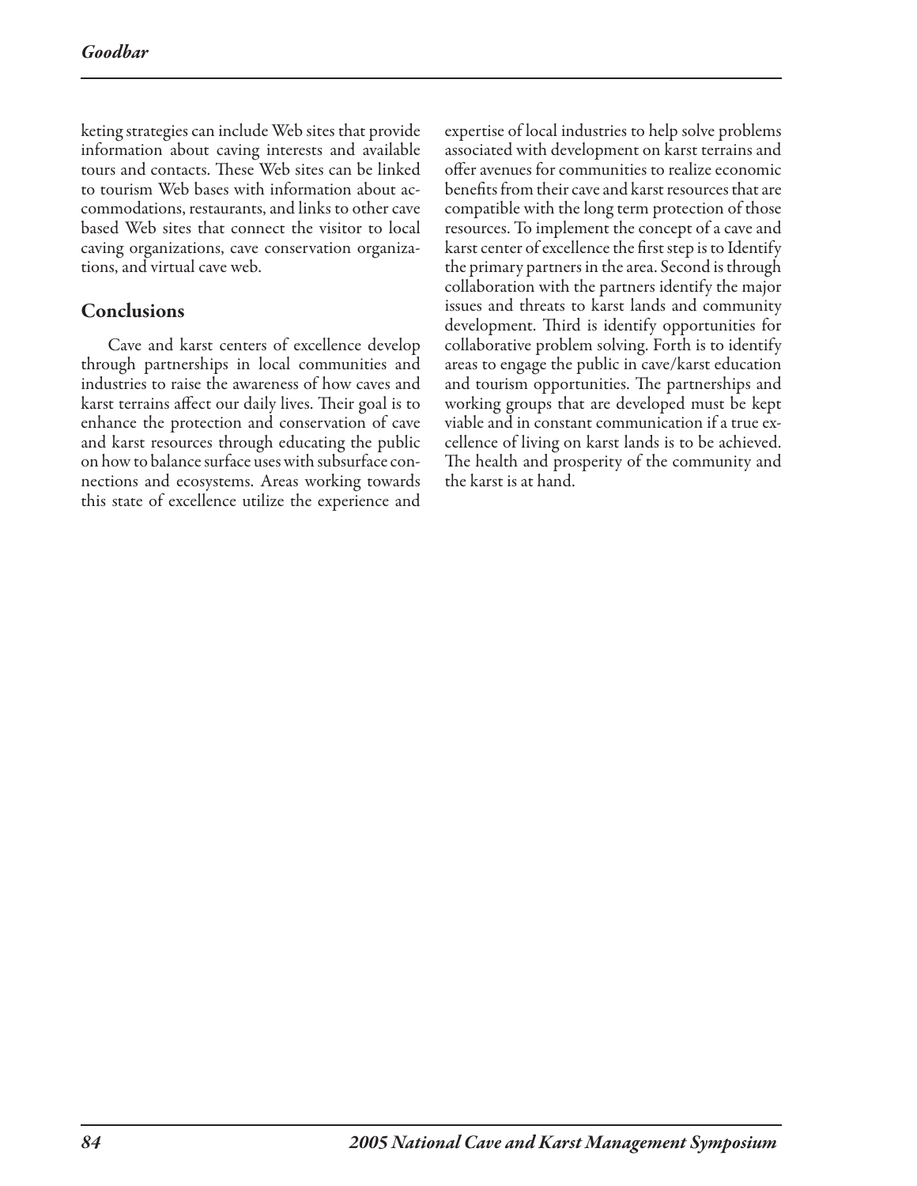keting strategies can include Web sites that provide information about caving interests and available tours and contacts. These Web sites can be linked to tourism Web bases with information about accommodations, restaurants, and links to other cave based Web sites that connect the visitor to local caving organizations, cave conservation organizations, and virtual cave web.

## Conclusions

Cave and karst centers of excellence develop through partnerships in local communities and industries to raise the awareness of how caves and karst terrains affect our daily lives. Their goal is to enhance the protection and conservation of cave and karst resources through educating the public on how to balance surface uses with subsurface connections and ecosystems. Areas working towards this state of excellence utilize the experience and expertise of local industries to help solve problems associated with development on karst terrains and offer avenues for communities to realize economic benefits from their cave and karst resources that are compatible with the long term protection of those resources. To implement the concept of a cave and karst center of excellence the first step is to Identify the primary partners in the area. Second is through collaboration with the partners identify the major issues and threats to karst lands and community development. Third is identify opportunities for collaborative problem solving. Forth is to identify areas to engage the public in cave/karst education and tourism opportunities. The partnerships and working groups that are developed must be kept viable and in constant communication if a true excellence of living on karst lands is to be achieved. The health and prosperity of the community and the karst is at hand.